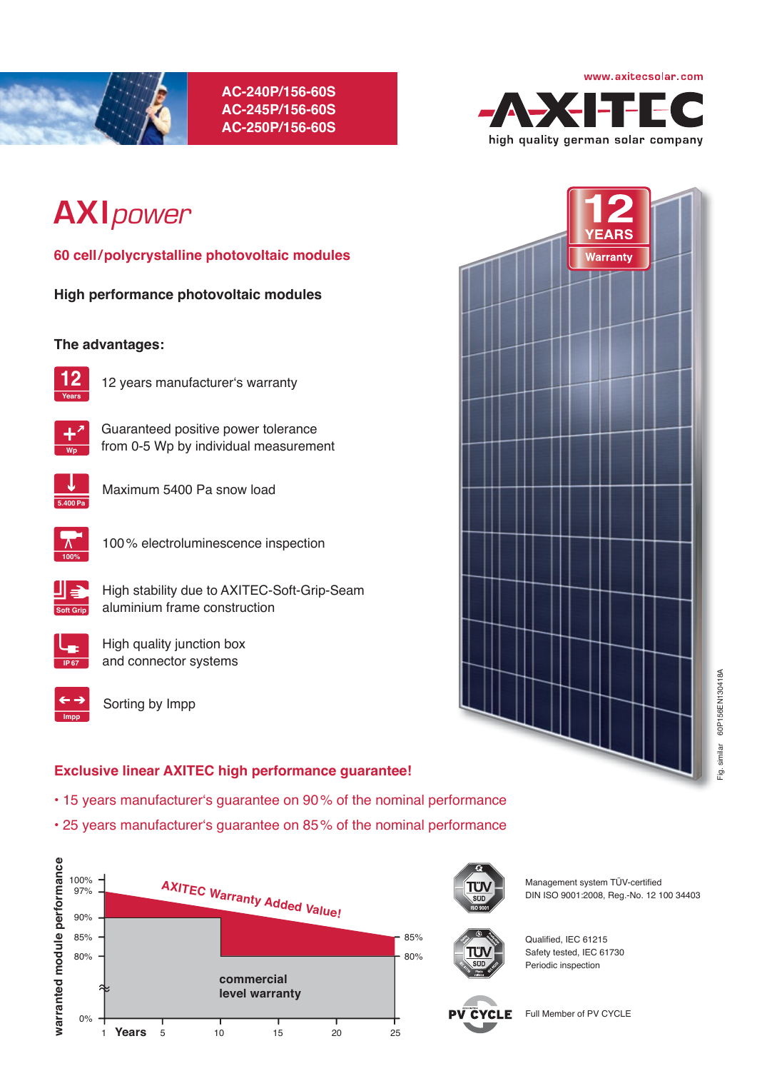AC-240P/156-60S
AC-245P/156-60S
AC-250P/156-60S

www.axitecsolar.com

AXITEC
high quality german solar company

# AXIpower

## 60 cell/polycrystalline photovoltaic modules

### High performance photovoltaic modules

12 YEARS Warranty

### The advantages:

- 12 years manufacturer's warranty
- Guaranteed positive power tolerance from 0-5 Wp by individual measurement
- Maximum 5400 Pa snow load
- 100 % electroluminescence inspection
- High stability due to AXITEC-Soft-Grip-Seam aluminium frame construction
- High quality junction box and connector systems
- Sorting by Impp

Fig. similar 60P156EN130418A

### Exclusive linear AXITEC high performance guarantee!

- 15 years manufacturer's guarantee on 90 % of the nominal performance
- 25 years manufacturer's guarantee on 85 % of the nominal performance

warranted module performance: 100%, 97%, 90%, 85%, 80%, 0% — Years: 1, 5, 10, 15, 20, 25

AXITEC Warranty Added Value! — 85% / 80% at 25 years

commercial level warranty

Management system TÜV-certified
DIN ISO 9001:2008, Reg.-No. 12 100 34403

Qualified, IEC 61215
Safety tested, IEC 61730
Periodic inspection

Full Member of PV CYCLE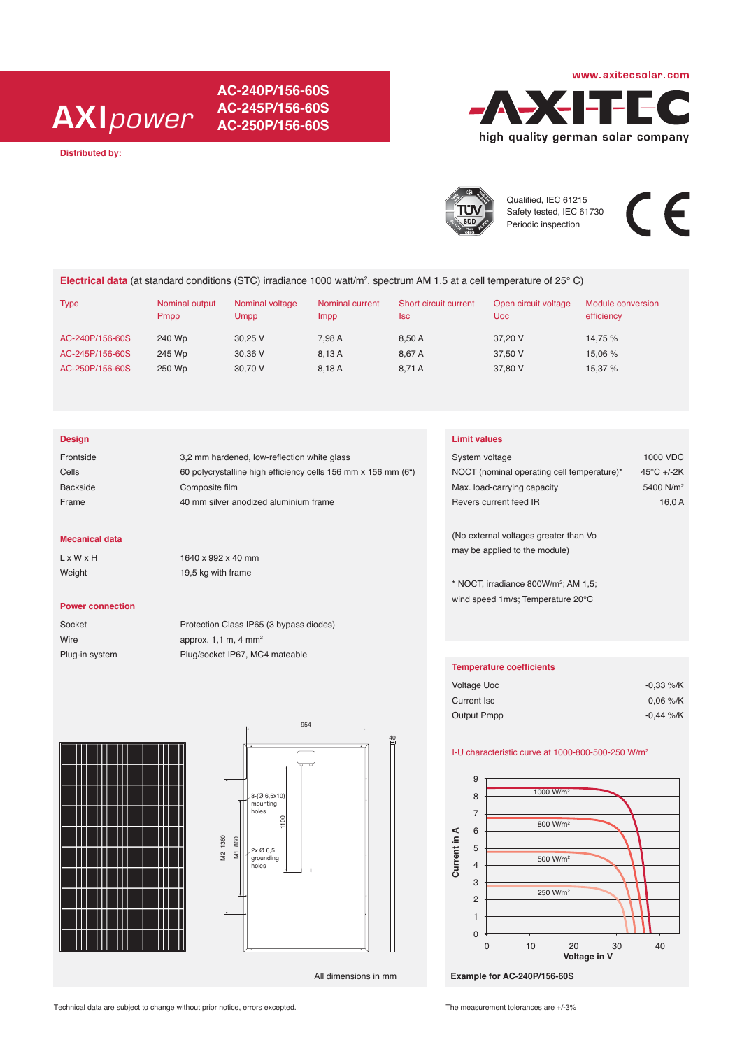# AXIpower

## AC-240P/156-60S
## AC-245P/156-60S
## AC-250P/156-60S

Distributed by:

www.axitecsolar.com

AXITEC

high quality german solar company

Qualified, IEC 61215
Safety tested, IEC 61730
Periodic inspection

**Electrical data** (at standard conditions (STC) irradiance 1000 watt/m², spectrum AM 1.5 at a cell temperature of 25° C)

| Type | Nominal output Pmpp | Nominal voltage Umpp | Nominal current Impp | Short circuit current Isc | Open circuit voltage Uoc | Module conversion efficiency |
|---|---|---|---|---|---|---|
| AC-240P/156-60S | 240 Wp | 30,25 V | 7,98 A | 8,50 A | 37,20 V | 14,75 % |
| AC-245P/156-60S | 245 Wp | 30,36 V | 8,13 A | 8,67 A | 37,50 V | 15,06 % |
| AC-250P/156-60S | 250 Wp | 30,70 V | 8,18 A | 8,71 A | 37,80 V | 15,37 % |

**Design**

| | |
|---|---|
| Frontside | 3,2 mm hardened, low-reflection white glass |
| Cells | 60 polycrystalline high efficiency cells 156 mm x 156 mm (6") |
| Backside | Composite film |
| Frame | 40 mm silver anodized aluminium frame |

**Mecanical data**

| | |
|---|---|
| L x W x H | 1640 x 992 x 40 mm |
| Weight | 19,5 kg with frame |

**Power connection**

| | |
|---|---|
| Socket | Protection Class IP65 (3 bypass diodes) |
| Wire | approx. 1,1 m, 4 mm² |
| Plug-in system | Plug/socket IP67, MC4 mateable |

954

40

8-(Ø 6,5x10) mounting holes

1100

M2 1360

M1 860

2x Ø 6,5 grounding holes

All dimensions in mm

**Limit values**

| | |
|---|---|
| System voltage | 1000 VDC |
| NOCT (nominal operating cell temperature)* | 45°C +/-2K |
| Max. load-carrying capacity | 5400 N/m² |
| Revers current feed IR | 16,0 A |

(No external voltages greater than Vo may be applied to the module)

\* NOCT, irradiance 800W/m²; AM 1,5; wind speed 1m/s; Temperature 20°C

**Temperature coefficients**

| | |
|---|---|
| Voltage Uoc | -0,33 %/K |
| Current Isc | 0,06 %/K |
| Output Pmpp | -0,44 %/K |

I-U characteristic curve at 1000-800-500-250 W/m²

1000 W/m²
800 W/m²
500 W/m²
250 W/m²

Current in A
0 1 2 3 4 5 6 7 8 9

Voltage in V
0 10 20 30 40

**Example for AC-240P/156-60S**

Technical data are subject to change without prior notice, errors excepted.

The measurement tolerances are +/-3%